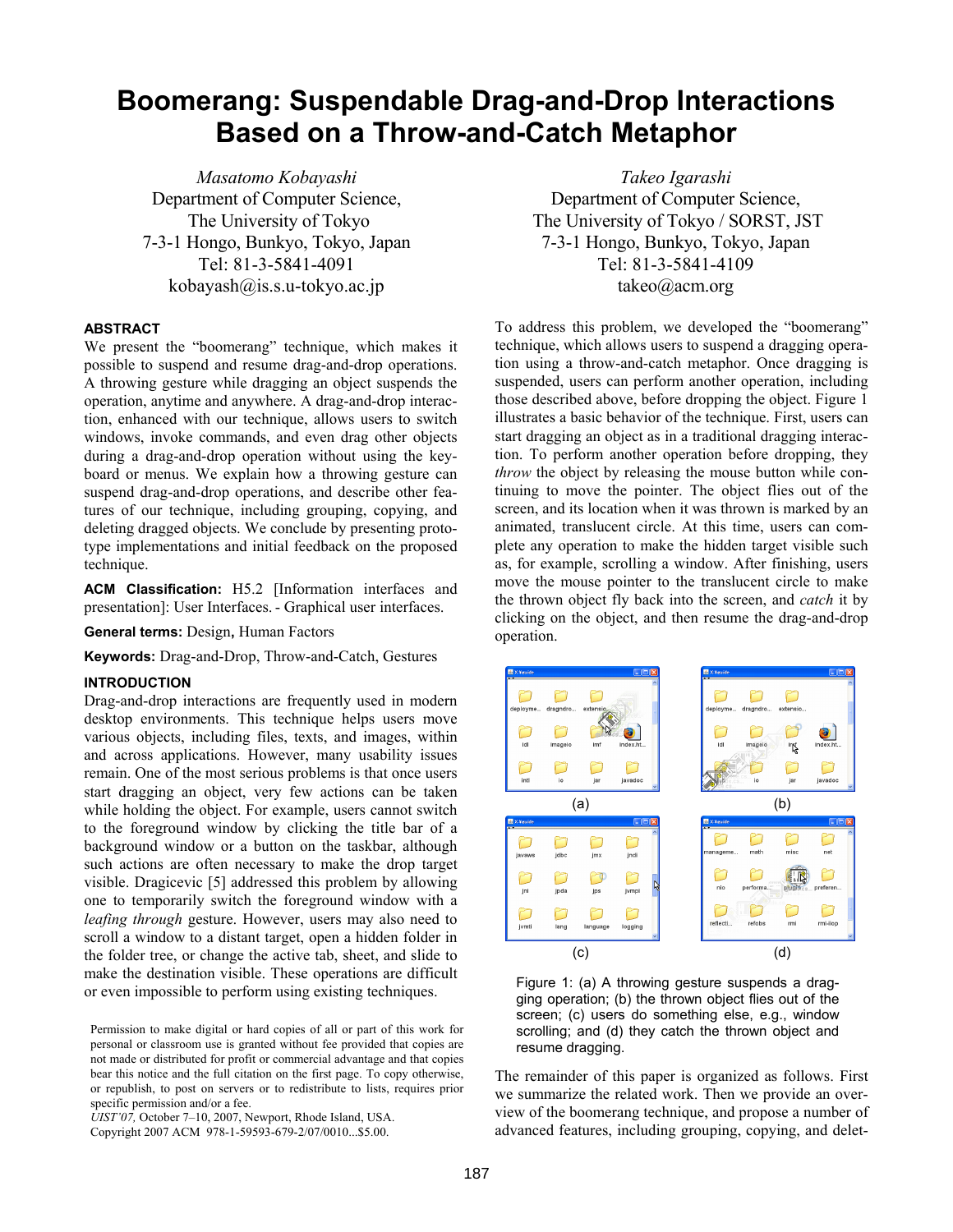# Boomerang: Suspendable Drag-and-Drop Interactions Based on a Throw-and-Catch Metaphor

*Masatomo Kobayashi*
Department of Computer Science,
The University of Tokyo
7-3-1 Hongo, Bunkyo, Tokyo, Japan
Tel: 81-3-5841-4091
kobayash@is.s.u-tokyo.ac.jp

*Takeo Igarashi*
Department of Computer Science,
The University of Tokyo / SORST, JST
7-3-1 Hongo, Bunkyo, Tokyo, Japan
Tel: 81-3-5841-4109
takeo@acm.org

## ABSTRACT

We present the "boomerang" technique, which makes it possible to suspend and resume drag-and-drop operations. A throwing gesture while dragging an object suspends the operation, anytime and anywhere. A drag-and-drop interaction, enhanced with our technique, allows users to switch windows, invoke commands, and even drag other objects during a drag-and-drop operation without using the keyboard or menus. We explain how a throwing gesture can suspend drag-and-drop operations, and describe other features of our technique, including grouping, copying, and deleting dragged objects. We conclude by presenting prototype implementations and initial feedback on the proposed technique.

**ACM Classification:** H5.2 [Information interfaces and presentation]: User Interfaces. - Graphical user interfaces.

**General terms:** Design, Human Factors

**Keywords:** Drag-and-Drop, Throw-and-Catch, Gestures

## INTRODUCTION

Drag-and-drop interactions are frequently used in modern desktop environments. This technique helps users move various objects, including files, texts, and images, within and across applications. However, many usability issues remain. One of the most serious problems is that once users start dragging an object, very few actions can be taken while holding the object. For example, users cannot switch to the foreground window by clicking the title bar of a background window or a button on the taskbar, although such actions are often necessary to make the drop target visible. Dragicevic [5] addressed this problem by allowing one to temporarily switch the foreground window with a *leafing through* gesture. However, users may also need to scroll a window to a distant target, open a hidden folder in the folder tree, or change the active tab, sheet, and slide to make the destination visible. These operations are difficult or even impossible to perform using existing techniques.

Permission to make digital or hard copies of all or part of this work for personal or classroom use is granted without fee provided that copies are not made or distributed for profit or commercial advantage and that copies bear this notice and the full citation on the first page. To copy otherwise, or republish, to post on servers or to redistribute to lists, requires prior specific permission and/or a fee.
*UIST'07,* October 7–10, 2007, Newport, Rhode Island, USA.
Copyright 2007 ACM 978-1-59593-679-2/07/0010...$5.00.

To address this problem, we developed the "boomerang" technique, which allows users to suspend a dragging operation using a throw-and-catch metaphor. Once dragging is suspended, users can perform another operation, including those described above, before dropping the object. Figure 1 illustrates a basic behavior of the technique. First, users can start dragging an object as in a traditional dragging interaction. To perform another operation before dropping, they *throw* the object by releasing the mouse button while continuing to move the pointer. The object flies out of the screen, and its location when it was thrown is marked by an animated, translucent circle. At this time, users can complete any operation to make the hidden target visible such as, for example, scrolling a window. After finishing, users move the mouse pointer to the translucent circle to make the thrown object fly back into the screen, and *catch* it by clicking on the object, and then resume the drag-and-drop operation.

(a) (b) (c) (d)

Figure 1: (a) A throwing gesture suspends a dragging operation; (b) the thrown object flies out of the screen; (c) users do something else, e.g., window scrolling; and (d) they catch the thrown object and resume dragging.

The remainder of this paper is organized as follows. First we summarize the related work. Then we provide an overview of the boomerang technique, and propose a number of advanced features, including grouping, copying, and delet-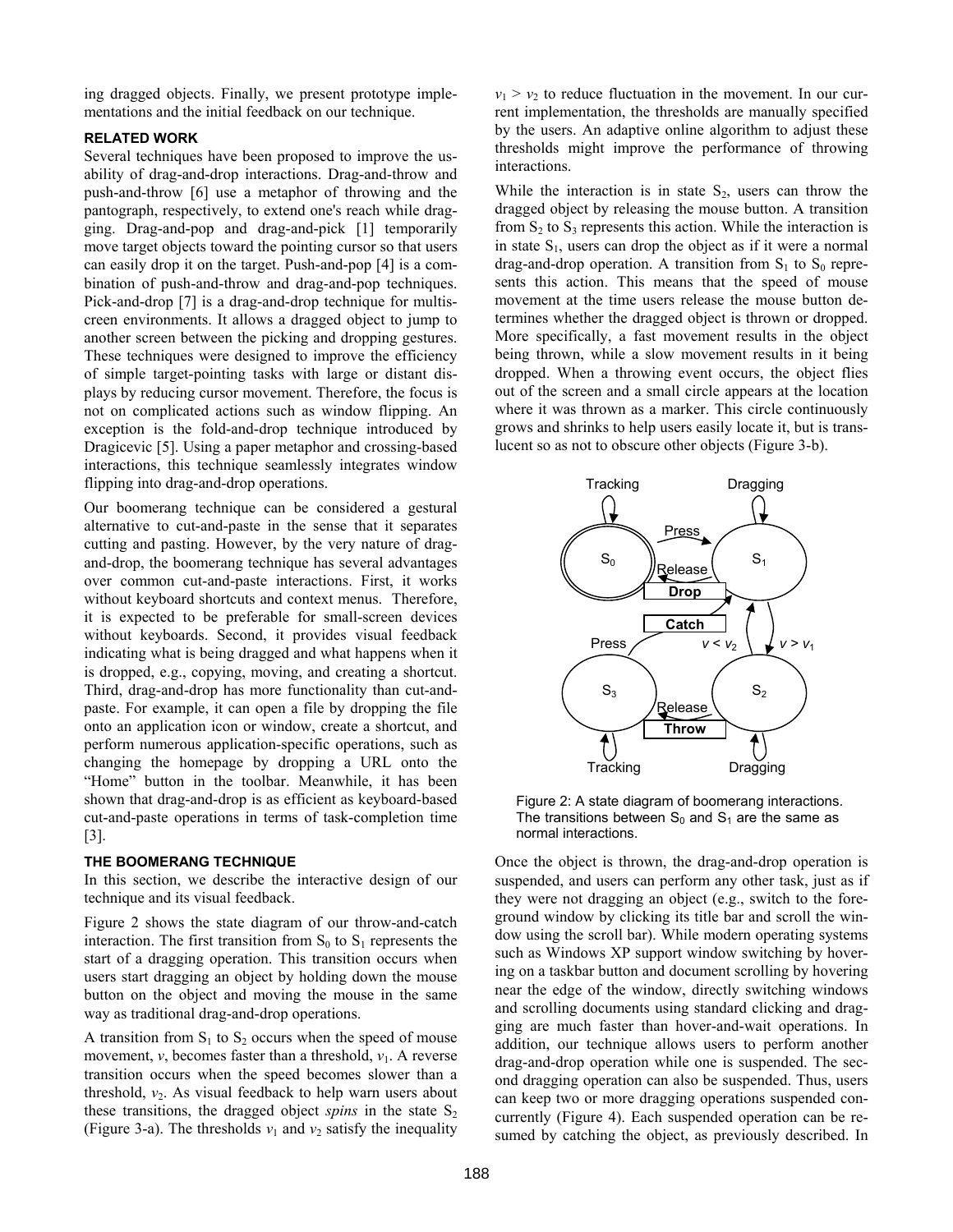ing dragged objects. Finally, we present prototype implementations and the initial feedback on our technique.

## RELATED WORK

Several techniques have been proposed to improve the usability of drag-and-drop interactions. Drag-and-throw and push-and-throw [6] use a metaphor of throwing and the pantograph, respectively, to extend one's reach while dragging. Drag-and-pop and drag-and-pick [1] temporarily move target objects toward the pointing cursor so that users can easily drop it on the target. Push-and-pop [4] is a combination of push-and-throw and drag-and-pop techniques. Pick-and-drop [7] is a drag-and-drop technique for multiscreen environments. It allows a dragged object to jump to another screen between the picking and dropping gestures. These techniques were designed to improve the efficiency of simple target-pointing tasks with large or distant displays by reducing cursor movement. Therefore, the focus is not on complicated actions such as window flipping. An exception is the fold-and-drop technique introduced by Dragicevic [5]. Using a paper metaphor and crossing-based interactions, this technique seamlessly integrates window flipping into drag-and-drop operations.

Our boomerang technique can be considered a gestural alternative to cut-and-paste in the sense that it separates cutting and pasting. However, by the very nature of drag-and-drop, the boomerang technique has several advantages over common cut-and-paste interactions. First, it works without keyboard shortcuts and context menus. Therefore, it is expected to be preferable for small-screen devices without keyboards. Second, it provides visual feedback indicating what is being dragged and what happens when it is dropped, e.g., copying, moving, and creating a shortcut. Third, drag-and-drop has more functionality than cut-and-paste. For example, it can open a file by dropping the file onto an application icon or window, create a shortcut, and perform numerous application-specific operations, such as changing the homepage by dropping a URL onto the "Home" button in the toolbar. Meanwhile, it has been shown that drag-and-drop is as efficient as keyboard-based cut-and-paste operations in terms of task-completion time [3].

## THE BOOMERANG TECHNIQUE

In this section, we describe the interactive design of our technique and its visual feedback.

Figure 2 shows the state diagram of our throw-and-catch interaction. The first transition from $S_0$ to $S_1$ represents the start of a dragging operation. This transition occurs when users start dragging an object by holding down the mouse button on the object and moving the mouse in the same way as traditional drag-and-drop operations.

A transition from $S_1$ to $S_2$ occurs when the speed of mouse movement, $v$, becomes faster than a threshold, $v_1$. A reverse transition occurs when the speed becomes slower than a threshold, $v_2$. As visual feedback to help warn users about these transitions, the dragged object *spins* in the state $S_2$ (Figure 3-a). The thresholds $v_1$ and $v_2$ satisfy the inequality $v_1 > v_2$ to reduce fluctuation in the movement. In our current implementation, the thresholds are manually specified by the users. An adaptive online algorithm to adjust these thresholds might improve the performance of throwing interactions.

While the interaction is in state $S_2$, users can throw the dragged object by releasing the mouse button. A transition from $S_2$ to $S_3$ represents this action. While the interaction is in state $S_1$, users can drop the object as if it were a normal drag-and-drop operation. A transition from $S_1$ to $S_0$ represents this action. This means that the speed of mouse movement at the time users release the mouse button determines whether the dragged object is thrown or dropped. More specifically, a fast movement results in the object being thrown, while a slow movement results in it being dropped. When a throwing event occurs, the object flies out of the screen and a small circle appears at the location where it was thrown as a marker. This circle continuously grows and shrinks to help users easily locate it, but is translucent so as not to obscure other objects (Figure 3-b).

Figure 2: A state diagram of boomerang interactions. The transitions between $S_0$ and $S_1$ are the same as normal interactions.

Once the object is thrown, the drag-and-drop operation is suspended, and users can perform any other task, just as if they were not dragging an object (e.g., switch to the foreground window by clicking its title bar and scroll the window using the scroll bar). While modern operating systems such as Windows XP support window switching by hovering on a taskbar button and document scrolling by hovering near the edge of the window, directly switching windows and scrolling documents using standard clicking and dragging are much faster than hover-and-wait operations. In addition, our technique allows users to perform another drag-and-drop operation while one is suspended. The second dragging operation can also be suspended. Thus, users can keep two or more dragging operations suspended concurrently (Figure 4). Each suspended operation can be resumed by catching the object, as previously described. In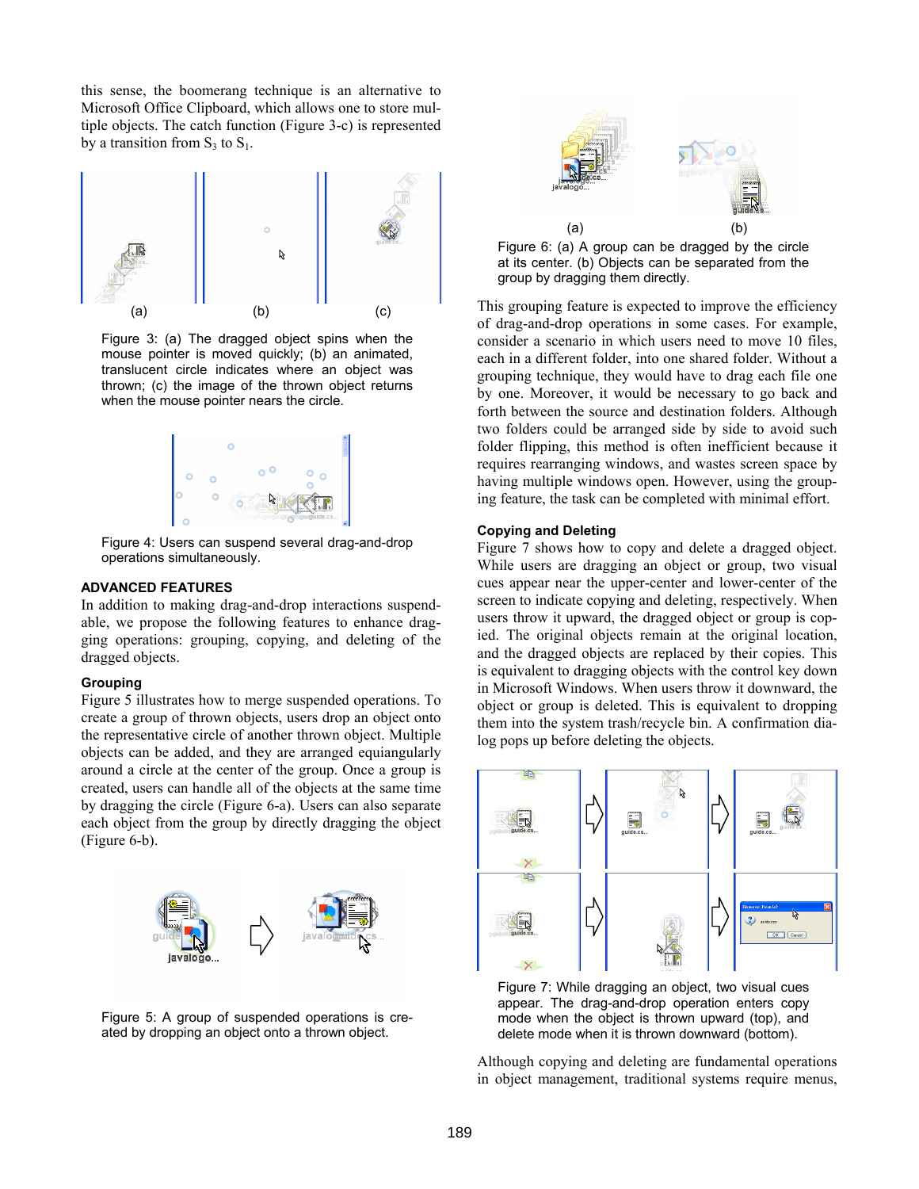this sense, the boomerang technique is an alternative to Microsoft Office Clipboard, which allows one to store multiple objects. The catch function (Figure 3-c) is represented by a transition from $S_3$ to $S_1$.

Figure 3: (a) The dragged object spins when the mouse pointer is moved quickly; (b) an animated, translucent circle indicates where an object was thrown; (c) the image of the thrown object returns when the mouse pointer nears the circle.

Figure 4: Users can suspend several drag-and-drop operations simultaneously.

### ADVANCED FEATURES

In addition to making drag-and-drop interactions suspendable, we propose the following features to enhance dragging operations: grouping, copying, and deleting of the dragged objects.

#### Grouping

Figure 5 illustrates how to merge suspended operations. To create a group of thrown objects, users drop an object onto the representative circle of another thrown object. Multiple objects can be added, and they are arranged equiangularly around a circle at the center of the group. Once a group is created, users can handle all of the objects at the same time by dragging the circle (Figure 6-a). Users can also separate each object from the group by directly dragging the object (Figure 6-b).

Figure 5: A group of suspended operations is created by dropping an object onto a thrown object.

Figure 6: (a) A group can be dragged by the circle at its center. (b) Objects can be separated from the group by dragging them directly.

This grouping feature is expected to improve the efficiency of drag-and-drop operations in some cases. For example, consider a scenario in which users need to move 10 files, each in a different folder, into one shared folder. Without a grouping technique, they would have to drag each file one by one. Moreover, it would be necessary to go back and forth between the source and destination folders. Although two folders could be arranged side by side to avoid such folder flipping, this method is often inefficient because it requires rearranging windows, and wastes screen space by having multiple windows open. However, using the grouping feature, the task can be completed with minimal effort.

#### Copying and Deleting

Figure 7 shows how to copy and delete a dragged object. While users are dragging an object or group, two visual cues appear near the upper-center and lower-center of the screen to indicate copying and deleting, respectively. When users throw it upward, the dragged object or group is copied. The original objects remain at the original location, and the dragged objects are replaced by their copies. This is equivalent to dragging objects with the control key down in Microsoft Windows. When users throw it downward, the object or group is deleted. This is equivalent to dropping them into the system trash/recycle bin. A confirmation dialog pops up before deleting the objects.

Figure 7: While dragging an object, two visual cues appear. The drag-and-drop operation enters copy mode when the object is thrown upward (top), and delete mode when it is thrown downward (bottom).

Although copying and deleting are fundamental operations in object management, traditional systems require menus,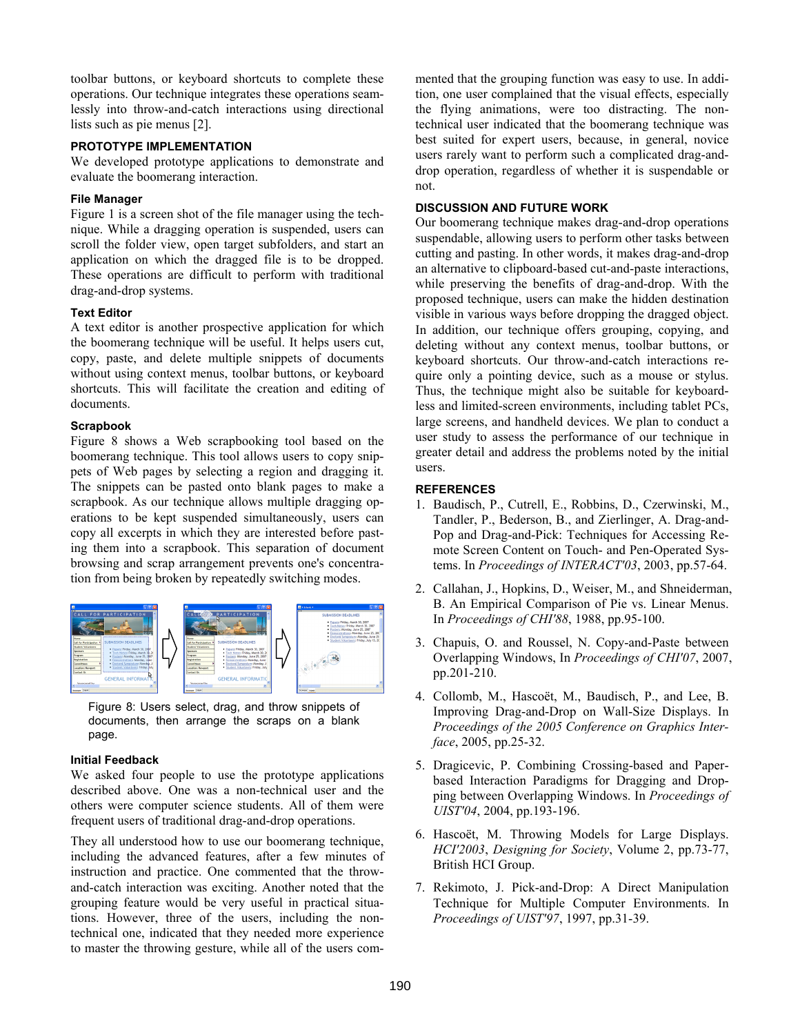toolbar buttons, or keyboard shortcuts to complete these operations. Our technique integrates these operations seamlessly into throw-and-catch interactions using directional lists such as pie menus [2].

## PROTOTYPE IMPLEMENTATION

We developed prototype applications to demonstrate and evaluate the boomerang interaction.

### File Manager

Figure 1 is a screen shot of the file manager using the technique. While a dragging operation is suspended, users can scroll the folder view, open target subfolders, and start an application on which the dragged file is to be dropped. These operations are difficult to perform with traditional drag-and-drop systems.

### Text Editor

A text editor is another prospective application for which the boomerang technique will be useful. It helps users cut, copy, paste, and delete multiple snippets of documents without using context menus, toolbar buttons, or keyboard shortcuts. This will facilitate the creation and editing of documents.

### Scrapbook

Figure 8 shows a Web scrapbooking tool based on the boomerang technique. This tool allows users to copy snippets of Web pages by selecting a region and dragging it. The snippets can be pasted onto blank pages to make a scrapbook. As our technique allows multiple dragging operations to be kept suspended simultaneously, users can copy all excerpts in which they are interested before pasting them into a scrapbook. This separation of document browsing and scrap arrangement prevents one's concentration from being broken by repeatedly switching modes.

Figure 8: Users select, drag, and throw snippets of documents, then arrange the scraps on a blank page.

### Initial Feedback

We asked four people to use the prototype applications described above. One was a non-technical user and the others were computer science students. All of them were frequent users of traditional drag-and-drop operations.

They all understood how to use our boomerang technique, including the advanced features, after a few minutes of instruction and practice. One commented that the throw-and-catch interaction was exciting. Another noted that the grouping feature would be very useful in practical situations. However, three of the users, including the non-technical one, indicated that they needed more experience to master the throwing gesture, while all of the users commented that the grouping function was easy to use. In addition, one user complained that the visual effects, especially the flying animations, were too distracting. The non-technical user indicated that the boomerang technique was best suited for expert users, because, in general, novice users rarely want to perform such a complicated drag-and-drop operation, regardless of whether it is suspendable or not.

## DISCUSSION AND FUTURE WORK

Our boomerang technique makes drag-and-drop operations suspendable, allowing users to perform other tasks between cutting and pasting. In other words, it makes drag-and-drop an alternative to clipboard-based cut-and-paste interactions, while preserving the benefits of drag-and-drop. With the proposed technique, users can make the hidden destination visible in various ways before dropping the dragged object. In addition, our technique offers grouping, copying, and deleting without any context menus, toolbar buttons, or keyboard shortcuts. Our throw-and-catch interactions require only a pointing device, such as a mouse or stylus. Thus, the technique might also be suitable for keyboardless and limited-screen environments, including tablet PCs, large screens, and handheld devices. We plan to conduct a user study to assess the performance of our technique in greater detail and address the problems noted by the initial users.

## REFERENCES

1. Baudisch, P., Cutrell, E., Robbins, D., Czerwinski, M., Tandler, P., Bederson, B., and Zierlinger, A. Drag-and-Pop and Drag-and-Pick: Techniques for Accessing Remote Screen Content on Touch- and Pen-Operated Systems. In *Proceedings of INTERACT'03*, 2003, pp.57-64.

2. Callahan, J., Hopkins, D., Weiser, M., and Shneiderman, B. An Empirical Comparison of Pie vs. Linear Menus. In *Proceedings of CHI'88*, 1988, pp.95-100.

3. Chapuis, O. and Roussel, N. Copy-and-Paste between Overlapping Windows, In *Proceedings of CHI'07*, 2007, pp.201-210.

4. Collomb, M., Hascoët, M., Baudisch, P., and Lee, B. Improving Drag-and-Drop on Wall-Size Displays. In *Proceedings of the 2005 Conference on Graphics Interface*, 2005, pp.25-32.

5. Dragicevic, P. Combining Crossing-based and Paper-based Interaction Paradigms for Dragging and Dropping between Overlapping Windows. In *Proceedings of UIST'04*, 2004, pp.193-196.

6. Hascoët, M. Throwing Models for Large Displays. *HCI'2003*, *Designing for Society*, Volume 2, pp.73-77, British HCI Group.

7. Rekimoto, J. Pick-and-Drop: A Direct Manipulation Technique for Multiple Computer Environments. In *Proceedings of UIST'97*, 1997, pp.31-39.